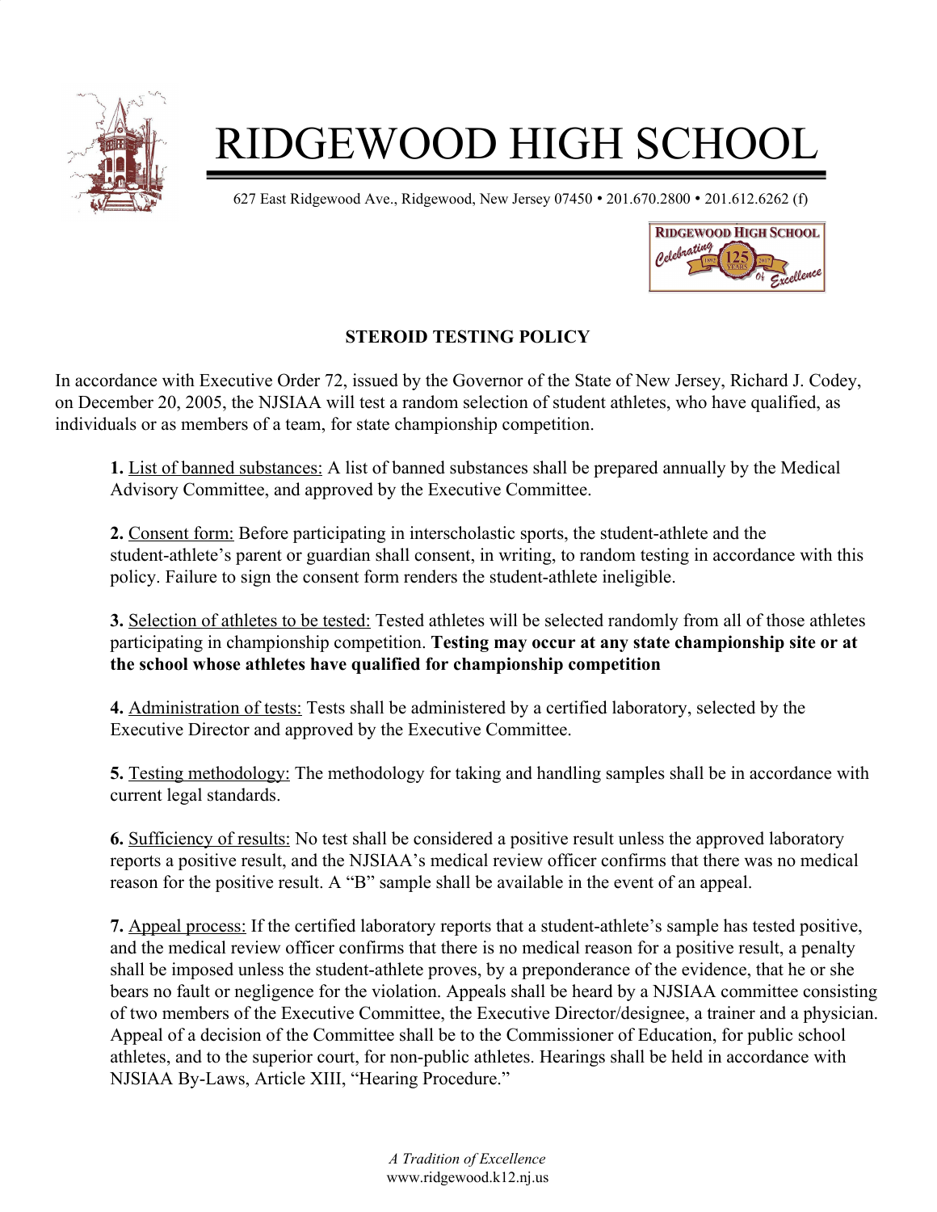# RIDGEWOOD HIGH SCHOOL

627 East Ridgewood Ave., Ridgewood, New Jersey 07450 • 201.670.2800 • 201.612.6262 (f)

RIDGEWOOD HIGH SCHOOL Celebrating 125 YEARS 1892 2017 of Excellence

## STEROID TESTING POLICY

In accordance with Executive Order 72, issued by the Governor of the State of New Jersey, Richard J. Codey, on December 20, 2005, the NJSIAA will test a random selection of student athletes, who have qualified, as individuals or as members of a team, for state championship competition.

**1.** List of banned substances: A list of banned substances shall be prepared annually by the Medical Advisory Committee, and approved by the Executive Committee.

**2.** Consent form: Before participating in interscholastic sports, the student-athlete and the student-athlete's parent or guardian shall consent, in writing, to random testing in accordance with this policy. Failure to sign the consent form renders the student-athlete ineligible.

**3.** Selection of athletes to be tested: Tested athletes will be selected randomly from all of those athletes participating in championship competition. **Testing may occur at any state championship site or at the school whose athletes have qualified for championship competition**

**4.** Administration of tests: Tests shall be administered by a certified laboratory, selected by the Executive Director and approved by the Executive Committee.

**5.** Testing methodology: The methodology for taking and handling samples shall be in accordance with current legal standards.

**6.** Sufficiency of results: No test shall be considered a positive result unless the approved laboratory reports a positive result, and the NJSIAA's medical review officer confirms that there was no medical reason for the positive result. A "B" sample shall be available in the event of an appeal.

**7.** Appeal process: If the certified laboratory reports that a student-athlete's sample has tested positive, and the medical review officer confirms that there is no medical reason for a positive result, a penalty shall be imposed unless the student-athlete proves, by a preponderance of the evidence, that he or she bears no fault or negligence for the violation. Appeals shall be heard by a NJSIAA committee consisting of two members of the Executive Committee, the Executive Director/designee, a trainer and a physician. Appeal of a decision of the Committee shall be to the Commissioner of Education, for public school athletes, and to the superior court, for non-public athletes. Hearings shall be held in accordance with NJSIAA By-Laws, Article XIII, "Hearing Procedure."

*A Tradition of Excellence*
www.ridgewood.k12.nj.us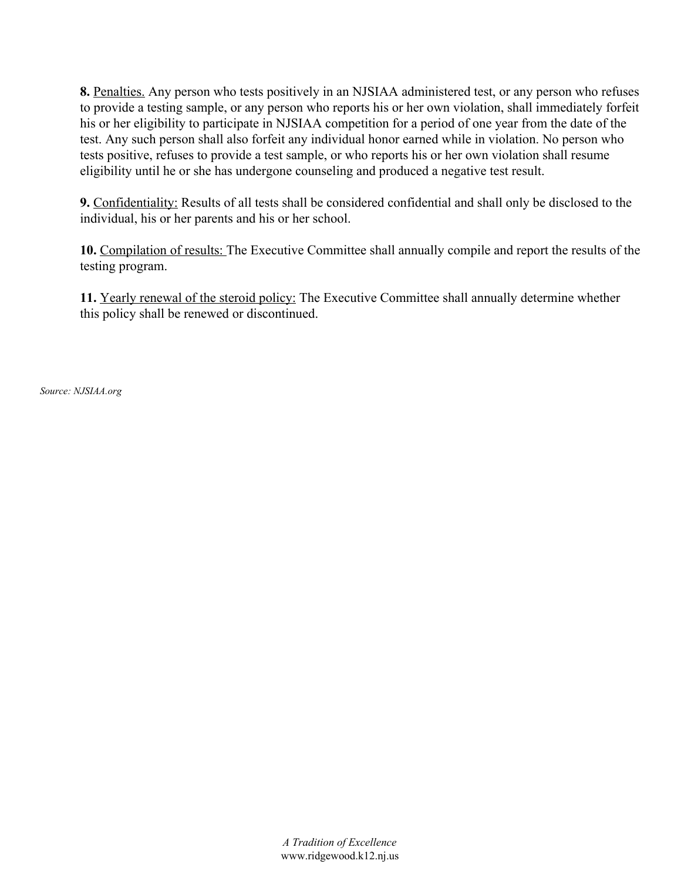**8.** Penalties. Any person who tests positively in an NJSIAA administered test, or any person who refuses to provide a testing sample, or any person who reports his or her own violation, shall immediately forfeit his or her eligibility to participate in NJSIAA competition for a period of one year from the date of the test. Any such person shall also forfeit any individual honor earned while in violation. No person who tests positive, refuses to provide a test sample, or who reports his or her own violation shall resume eligibility until he or she has undergone counseling and produced a negative test result.

**9.** Confidentiality: Results of all tests shall be considered confidential and shall only be disclosed to the individual, his or her parents and his or her school.

**10.** Compilation of results: The Executive Committee shall annually compile and report the results of the testing program.

**11.** Yearly renewal of the steroid policy: The Executive Committee shall annually determine whether this policy shall be renewed or discontinued.

*Source: NJSIAA.org*